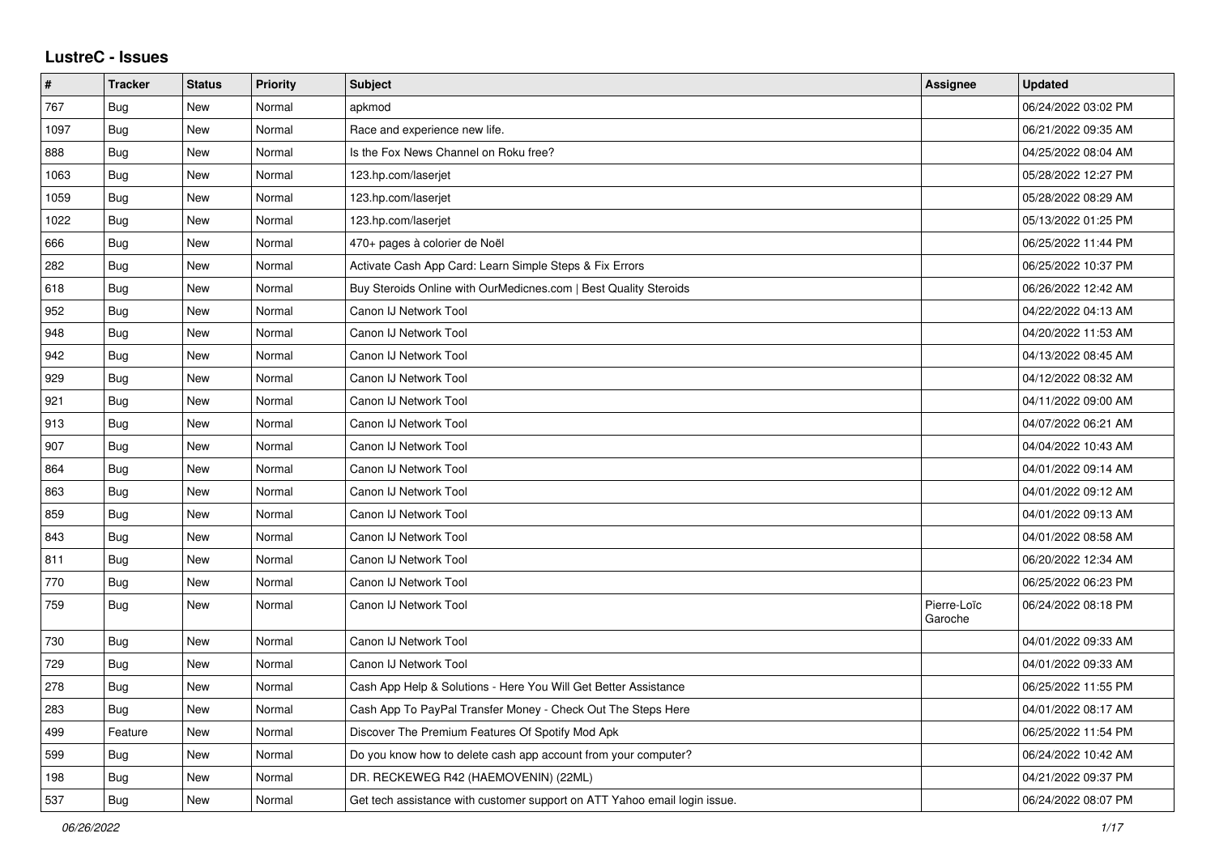# LustreC - Issues

| # | Tracker | Status | Priority | Subject | Assignee | Updated |
|---|---|---|---|---|---|---|
| 767 | Bug | New | Normal | apkmod | | 06/24/2022 03:02 PM |
| 1097 | Bug | New | Normal | Race and experience new life. | | 06/21/2022 09:35 AM |
| 888 | Bug | New | Normal | Is the Fox News Channel on Roku free? | | 04/25/2022 08:04 AM |
| 1063 | Bug | New | Normal | 123.hp.com/laserjet | | 05/28/2022 12:27 PM |
| 1059 | Bug | New | Normal | 123.hp.com/laserjet | | 05/28/2022 08:29 AM |
| 1022 | Bug | New | Normal | 123.hp.com/laserjet | | 05/13/2022 01:25 PM |
| 666 | Bug | New | Normal | 470+ pages à colorier de Noël | | 06/25/2022 11:44 PM |
| 282 | Bug | New | Normal | Activate Cash App Card: Learn Simple Steps & Fix Errors | | 06/25/2022 10:37 PM |
| 618 | Bug | New | Normal | Buy Steroids Online with OurMedicnes.com \| Best Quality Steroids | | 06/26/2022 12:42 AM |
| 952 | Bug | New | Normal | Canon IJ Network Tool | | 04/22/2022 04:13 AM |
| 948 | Bug | New | Normal | Canon IJ Network Tool | | 04/20/2022 11:53 AM |
| 942 | Bug | New | Normal | Canon IJ Network Tool | | 04/13/2022 08:45 AM |
| 929 | Bug | New | Normal | Canon IJ Network Tool | | 04/12/2022 08:32 AM |
| 921 | Bug | New | Normal | Canon IJ Network Tool | | 04/11/2022 09:00 AM |
| 913 | Bug | New | Normal | Canon IJ Network Tool | | 04/07/2022 06:21 AM |
| 907 | Bug | New | Normal | Canon IJ Network Tool | | 04/04/2022 10:43 AM |
| 864 | Bug | New | Normal | Canon IJ Network Tool | | 04/01/2022 09:14 AM |
| 863 | Bug | New | Normal | Canon IJ Network Tool | | 04/01/2022 09:12 AM |
| 859 | Bug | New | Normal | Canon IJ Network Tool | | 04/01/2022 09:13 AM |
| 843 | Bug | New | Normal | Canon IJ Network Tool | | 04/01/2022 08:58 AM |
| 811 | Bug | New | Normal | Canon IJ Network Tool | | 06/20/2022 12:34 AM |
| 770 | Bug | New | Normal | Canon IJ Network Tool | | 06/25/2022 06:23 PM |
| 759 | Bug | New | Normal | Canon IJ Network Tool | Pierre-Loïc Garoche | 06/24/2022 08:18 PM |
| 730 | Bug | New | Normal | Canon IJ Network Tool | | 04/01/2022 09:33 AM |
| 729 | Bug | New | Normal | Canon IJ Network Tool | | 04/01/2022 09:33 AM |
| 278 | Bug | New | Normal | Cash App Help & Solutions - Here You Will Get Better Assistance | | 06/25/2022 11:55 PM |
| 283 | Bug | New | Normal | Cash App To PayPal Transfer Money - Check Out The Steps Here | | 04/01/2022 08:17 AM |
| 499 | Feature | New | Normal | Discover The Premium Features Of Spotify Mod Apk | | 06/25/2022 11:54 PM |
| 599 | Bug | New | Normal | Do you know how to delete cash app account from your computer? | | 06/24/2022 10:42 AM |
| 198 | Bug | New | Normal | DR. RECKEWEG R42 (HAEMOVENIN) (22ML) | | 04/21/2022 09:37 PM |
| 537 | Bug | New | Normal | Get tech assistance with customer support on ATT Yahoo email login issue. | | 06/24/2022 08:07 PM |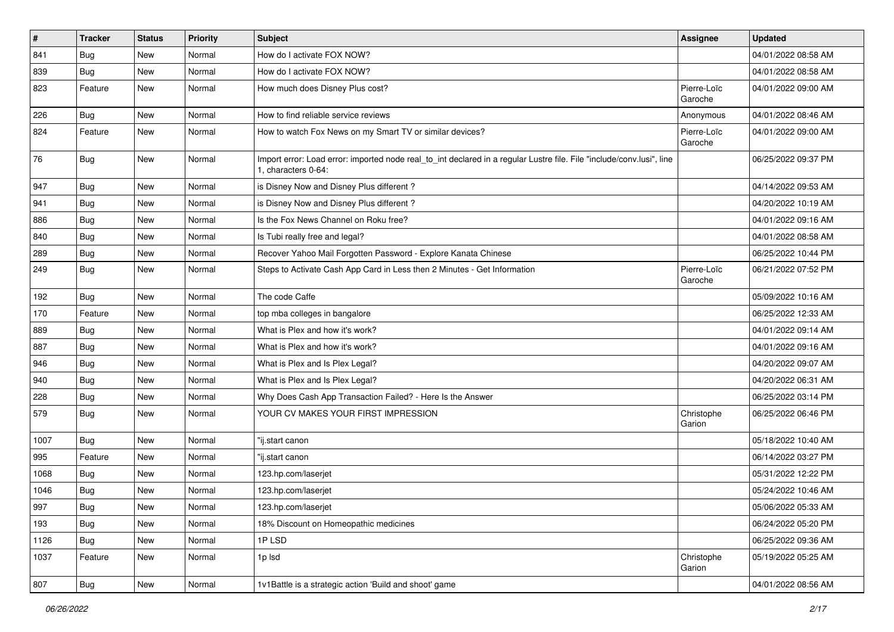| # | Tracker | Status | Priority | Subject | Assignee | Updated |
|---|---|---|---|---|---|---|
| 841 | Bug | New | Normal | How do I activate FOX NOW? | | 04/01/2022 08:58 AM |
| 839 | Bug | New | Normal | How do I activate FOX NOW? | | 04/01/2022 08:58 AM |
| 823 | Feature | New | Normal | How much does Disney Plus cost? | Pierre-Loïc Garoche | 04/01/2022 09:00 AM |
| 226 | Bug | New | Normal | How to find reliable service reviews | Anonymous | 04/01/2022 08:46 AM |
| 824 | Feature | New | Normal | How to watch Fox News on my Smart TV or similar devices? | Pierre-Loïc Garoche | 04/01/2022 09:00 AM |
| 76 | Bug | New | Normal | Import error: Load error: imported node real_to_int declared in a regular Lustre file. File "include/conv.lusi", line 1, characters 0-64: | | 06/25/2022 09:37 PM |
| 947 | Bug | New | Normal | is Disney Now and Disney Plus different ? | | 04/14/2022 09:53 AM |
| 941 | Bug | New | Normal | is Disney Now and Disney Plus different ? | | 04/20/2022 10:19 AM |
| 886 | Bug | New | Normal | Is the Fox News Channel on Roku free? | | 04/01/2022 09:16 AM |
| 840 | Bug | New | Normal | Is Tubi really free and legal? | | 04/01/2022 08:58 AM |
| 289 | Bug | New | Normal | Recover Yahoo Mail Forgotten Password - Explore Kanata Chinese | | 06/25/2022 10:44 PM |
| 249 | Bug | New | Normal | Steps to Activate Cash App Card in Less then 2 Minutes - Get Information | Pierre-Loïc Garoche | 06/21/2022 07:52 PM |
| 192 | Bug | New | Normal | The code Caffe | | 05/09/2022 10:16 AM |
| 170 | Feature | New | Normal | top mba colleges in bangalore | | 06/25/2022 12:33 AM |
| 889 | Bug | New | Normal | What is Plex and how it's work? | | 04/01/2022 09:14 AM |
| 887 | Bug | New | Normal | What is Plex and how it's work? | | 04/01/2022 09:16 AM |
| 946 | Bug | New | Normal | What is Plex and Is Plex Legal? | | 04/20/2022 09:07 AM |
| 940 | Bug | New | Normal | What is Plex and Is Plex Legal? | | 04/20/2022 06:31 AM |
| 228 | Bug | New | Normal | Why Does Cash App Transaction Failed? - Here Is the Answer | | 06/25/2022 03:14 PM |
| 579 | Bug | New | Normal | YOUR CV MAKES YOUR FIRST IMPRESSION | Christophe Garion | 06/25/2022 06:46 PM |
| 1007 | Bug | New | Normal | "ij.start canon | | 05/18/2022 10:40 AM |
| 995 | Feature | New | Normal | "ij.start canon | | 06/14/2022 03:27 PM |
| 1068 | Bug | New | Normal | 123.hp.com/laserjet | | 05/31/2022 12:22 PM |
| 1046 | Bug | New | Normal | 123.hp.com/laserjet | | 05/24/2022 10:46 AM |
| 997 | Bug | New | Normal | 123.hp.com/laserjet | | 05/06/2022 05:33 AM |
| 193 | Bug | New | Normal | 18% Discount on Homeopathic medicines | | 06/24/2022 05:20 PM |
| 1126 | Bug | New | Normal | 1P LSD | | 06/25/2022 09:36 AM |
| 1037 | Feature | New | Normal | 1p lsd | Christophe Garion | 05/19/2022 05:25 AM |
| 807 | Bug | New | Normal | 1v1Battle is a strategic action 'Build and shoot' game | | 04/01/2022 08:56 AM |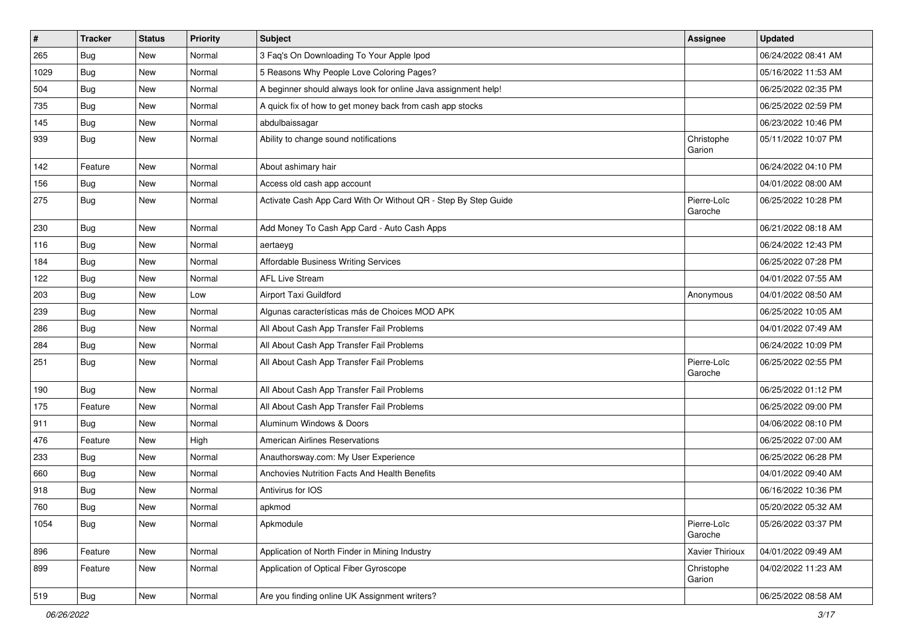| # | Tracker | Status | Priority | Subject | Assignee | Updated |
| --- | --- | --- | --- | --- | --- | --- |
| 265 | Bug | New | Normal | 3 Faq's On Downloading To Your Apple Ipod | | 06/24/2022 08:41 AM |
| 1029 | Bug | New | Normal | 5 Reasons Why People Love Coloring Pages? | | 05/16/2022 11:53 AM |
| 504 | Bug | New | Normal | A beginner should always look for online Java assignment help! | | 06/25/2022 02:35 PM |
| 735 | Bug | New | Normal | A quick fix of how to get money back from cash app stocks | | 06/25/2022 02:59 PM |
| 145 | Bug | New | Normal | abdulbaissagar | | 06/23/2022 10:46 PM |
| 939 | Bug | New | Normal | Ability to change sound notifications | Christophe Garion | 05/11/2022 10:07 PM |
| 142 | Feature | New | Normal | About ashimary hair | | 06/24/2022 04:10 PM |
| 156 | Bug | New | Normal | Access old cash app account | | 04/01/2022 08:00 AM |
| 275 | Bug | New | Normal | Activate Cash App Card With Or Without QR - Step By Step Guide | Pierre-Loïc Garoche | 06/25/2022 10:28 PM |
| 230 | Bug | New | Normal | Add Money To Cash App Card - Auto Cash Apps | | 06/21/2022 08:18 AM |
| 116 | Bug | New | Normal | aertaeyg | | 06/24/2022 12:43 PM |
| 184 | Bug | New | Normal | Affordable Business Writing Services | | 06/25/2022 07:28 PM |
| 122 | Bug | New | Normal | AFL Live Stream | | 04/01/2022 07:55 AM |
| 203 | Bug | New | Low | Airport Taxi Guildford | Anonymous | 04/01/2022 08:50 AM |
| 239 | Bug | New | Normal | Algunas características más de Choices MOD APK | | 06/25/2022 10:05 AM |
| 286 | Bug | New | Normal | All About Cash App Transfer Fail Problems | | 04/01/2022 07:49 AM |
| 284 | Bug | New | Normal | All About Cash App Transfer Fail Problems | | 06/24/2022 10:09 PM |
| 251 | Bug | New | Normal | All About Cash App Transfer Fail Problems | Pierre-Loïc Garoche | 06/25/2022 02:55 PM |
| 190 | Bug | New | Normal | All About Cash App Transfer Fail Problems | | 06/25/2022 01:12 PM |
| 175 | Feature | New | Normal | All About Cash App Transfer Fail Problems | | 06/25/2022 09:00 PM |
| 911 | Bug | New | Normal | Aluminum Windows & Doors | | 04/06/2022 08:10 PM |
| 476 | Feature | New | High | American Airlines Reservations | | 06/25/2022 07:00 AM |
| 233 | Bug | New | Normal | Anauthorsway.com: My User Experience | | 06/25/2022 06:28 PM |
| 660 | Bug | New | Normal | Anchovies Nutrition Facts And Health Benefits | | 04/01/2022 09:40 AM |
| 918 | Bug | New | Normal | Antivirus for IOS | | 06/16/2022 10:36 PM |
| 760 | Bug | New | Normal | apkmod | | 05/20/2022 05:32 AM |
| 1054 | Bug | New | Normal | Apkmodule | Pierre-Loïc Garoche | 05/26/2022 03:37 PM |
| 896 | Feature | New | Normal | Application of North Finder in Mining Industry | Xavier Thirioux | 04/01/2022 09:49 AM |
| 899 | Feature | New | Normal | Application of Optical Fiber Gyroscope | Christophe Garion | 04/02/2022 11:23 AM |
| 519 | Bug | New | Normal | Are you finding online UK Assignment writers? | | 06/25/2022 08:58 AM |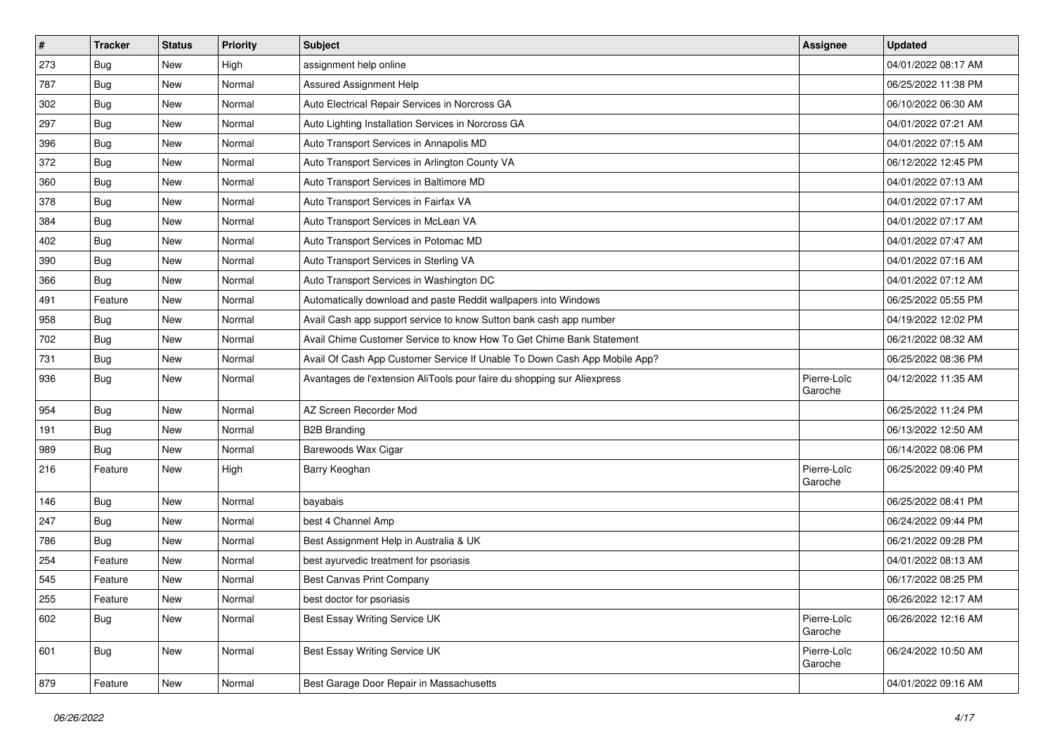| # | Tracker | Status | Priority | Subject | Assignee | Updated |
|---|---|---|---|---|---|---|
| 273 | Bug | New | High | assignment help online | | 04/01/2022 08:17 AM |
| 787 | Bug | New | Normal | Assured Assignment Help | | 06/25/2022 11:38 PM |
| 302 | Bug | New | Normal | Auto Electrical Repair Services in Norcross GA | | 06/10/2022 06:30 AM |
| 297 | Bug | New | Normal | Auto Lighting Installation Services in Norcross GA | | 04/01/2022 07:21 AM |
| 396 | Bug | New | Normal | Auto Transport Services in Annapolis MD | | 04/01/2022 07:15 AM |
| 372 | Bug | New | Normal | Auto Transport Services in Arlington County VA | | 06/12/2022 12:45 PM |
| 360 | Bug | New | Normal | Auto Transport Services in Baltimore MD | | 04/01/2022 07:13 AM |
| 378 | Bug | New | Normal | Auto Transport Services in Fairfax VA | | 04/01/2022 07:17 AM |
| 384 | Bug | New | Normal | Auto Transport Services in McLean VA | | 04/01/2022 07:17 AM |
| 402 | Bug | New | Normal | Auto Transport Services in Potomac MD | | 04/01/2022 07:47 AM |
| 390 | Bug | New | Normal | Auto Transport Services in Sterling VA | | 04/01/2022 07:16 AM |
| 366 | Bug | New | Normal | Auto Transport Services in Washington DC | | 04/01/2022 07:12 AM |
| 491 | Feature | New | Normal | Automatically download and paste Reddit wallpapers into Windows | | 06/25/2022 05:55 PM |
| 958 | Bug | New | Normal | Avail Cash app support service to know Sutton bank cash app number | | 04/19/2022 12:02 PM |
| 702 | Bug | New | Normal | Avail Chime Customer Service to know How To Get Chime Bank Statement | | 06/21/2022 08:32 AM |
| 731 | Bug | New | Normal | Avail Of Cash App Customer Service If Unable To Down Cash App Mobile App? | | 06/25/2022 08:36 PM |
| 936 | Bug | New | Normal | Avantages de l'extension AliTools pour faire du shopping sur Aliexpress | Pierre-Loïc Garoche | 04/12/2022 11:35 AM |
| 954 | Bug | New | Normal | AZ Screen Recorder Mod | | 06/25/2022 11:24 PM |
| 191 | Bug | New | Normal | B2B Branding | | 06/13/2022 12:50 AM |
| 989 | Bug | New | Normal | Barewoods Wax Cigar | | 06/14/2022 08:06 PM |
| 216 | Feature | New | High | Barry Keoghan | Pierre-Loïc Garoche | 06/25/2022 09:40 PM |
| 146 | Bug | New | Normal | bayabais | | 06/25/2022 08:41 PM |
| 247 | Bug | New | Normal | best 4 Channel Amp | | 06/24/2022 09:44 PM |
| 786 | Bug | New | Normal | Best Assignment Help in Australia & UK | | 06/21/2022 09:28 PM |
| 254 | Feature | New | Normal | best ayurvedic treatment for psoriasis | | 04/01/2022 08:13 AM |
| 545 | Feature | New | Normal | Best Canvas Print Company | | 06/17/2022 08:25 PM |
| 255 | Feature | New | Normal | best doctor for psoriasis | | 06/26/2022 12:17 AM |
| 602 | Bug | New | Normal | Best Essay Writing Service UK | Pierre-Loïc Garoche | 06/26/2022 12:16 AM |
| 601 | Bug | New | Normal | Best Essay Writing Service UK | Pierre-Loïc Garoche | 06/24/2022 10:50 AM |
| 879 | Feature | New | Normal | Best Garage Door Repair in Massachusetts | | 04/01/2022 09:16 AM |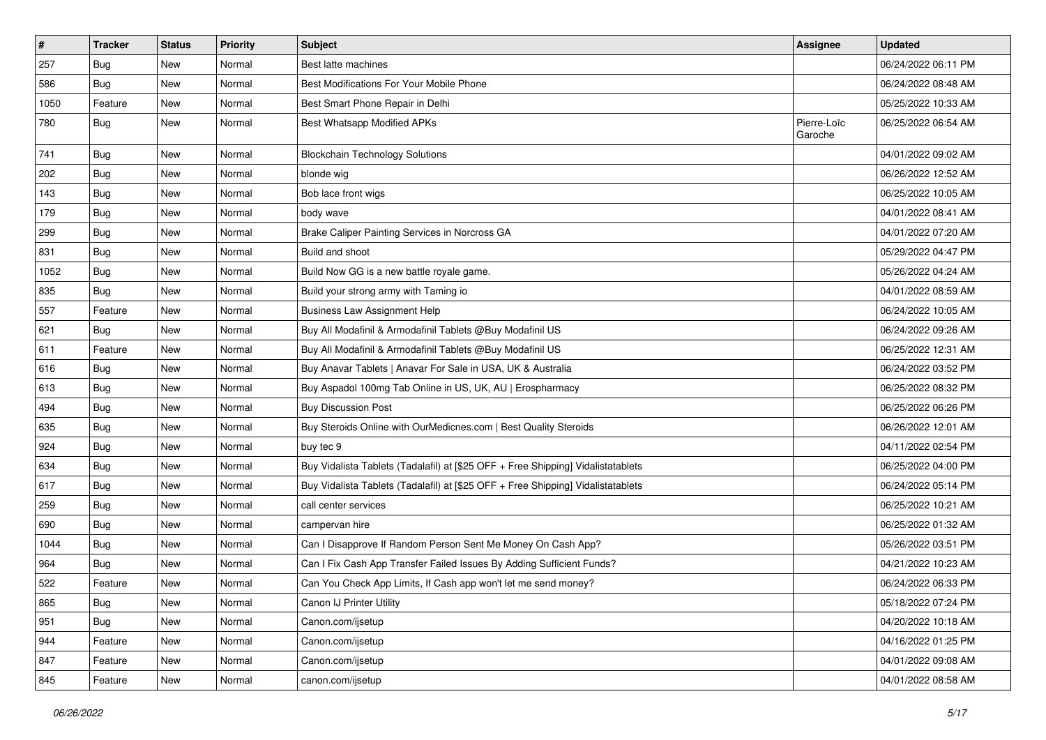| # | Tracker | Status | Priority | Subject | Assignee | Updated |
| --- | --- | --- | --- | --- | --- | --- |
| 257 | Bug | New | Normal | Best latte machines | | 06/24/2022 06:11 PM |
| 586 | Bug | New | Normal | Best Modifications For Your Mobile Phone | | 06/24/2022 08:48 AM |
| 1050 | Feature | New | Normal | Best Smart Phone Repair in Delhi | | 05/25/2022 10:33 AM |
| 780 | Bug | New | Normal | Best Whatsapp Modified APKs | Pierre-Loïc Garoche | 06/25/2022 06:54 AM |
| 741 | Bug | New | Normal | Blockchain Technology Solutions | | 04/01/2022 09:02 AM |
| 202 | Bug | New | Normal | blonde wig | | 06/26/2022 12:52 AM |
| 143 | Bug | New | Normal | Bob lace front wigs | | 06/25/2022 10:05 AM |
| 179 | Bug | New | Normal | body wave | | 04/01/2022 08:41 AM |
| 299 | Bug | New | Normal | Brake Caliper Painting Services in Norcross GA | | 04/01/2022 07:20 AM |
| 831 | Bug | New | Normal | Build and shoot | | 05/29/2022 04:47 PM |
| 1052 | Bug | New | Normal | Build Now GG is a new battle royale game. | | 05/26/2022 04:24 AM |
| 835 | Bug | New | Normal | Build your strong army with Taming io | | 04/01/2022 08:59 AM |
| 557 | Feature | New | Normal | Business Law Assignment Help | | 06/24/2022 10:05 AM |
| 621 | Bug | New | Normal | Buy All Modafinil & Armodafinil Tablets @Buy Modafinil US | | 06/24/2022 09:26 AM |
| 611 | Feature | New | Normal | Buy All Modafinil & Armodafinil Tablets @Buy Modafinil US | | 06/25/2022 12:31 AM |
| 616 | Bug | New | Normal | Buy Anavar Tablets \| Anavar For Sale in USA, UK & Australia | | 06/24/2022 03:52 PM |
| 613 | Bug | New | Normal | Buy Aspadol 100mg Tab Online in US, UK, AU \| Erospharmacy | | 06/25/2022 08:32 PM |
| 494 | Bug | New | Normal | Buy Discussion Post | | 06/25/2022 06:26 PM |
| 635 | Bug | New | Normal | Buy Steroids Online with OurMedicnes.com \| Best Quality Steroids | | 06/26/2022 12:01 AM |
| 924 | Bug | New | Normal | buy tec 9 | | 04/11/2022 02:54 PM |
| 634 | Bug | New | Normal | Buy Vidalista Tablets (Tadalafil) at [$25 OFF + Free Shipping] Vidalistatablets | | 06/25/2022 04:00 PM |
| 617 | Bug | New | Normal | Buy Vidalista Tablets (Tadalafil) at [$25 OFF + Free Shipping] Vidalistatablets | | 06/24/2022 05:14 PM |
| 259 | Bug | New | Normal | call center services | | 06/25/2022 10:21 AM |
| 690 | Bug | New | Normal | campervan hire | | 06/25/2022 01:32 AM |
| 1044 | Bug | New | Normal | Can I Disapprove If Random Person Sent Me Money On Cash App? | | 05/26/2022 03:51 PM |
| 964 | Bug | New | Normal | Can I Fix Cash App Transfer Failed Issues By Adding Sufficient Funds? | | 04/21/2022 10:23 AM |
| 522 | Feature | New | Normal | Can You Check App Limits, If Cash app won't let me send money? | | 06/24/2022 06:33 PM |
| 865 | Bug | New | Normal | Canon IJ Printer Utility | | 05/18/2022 07:24 PM |
| 951 | Bug | New | Normal | Canon.com/ijsetup | | 04/20/2022 10:18 AM |
| 944 | Feature | New | Normal | Canon.com/ijsetup | | 04/16/2022 01:25 PM |
| 847 | Feature | New | Normal | Canon.com/ijsetup | | 04/01/2022 09:08 AM |
| 845 | Feature | New | Normal | canon.com/ijsetup | | 04/01/2022 08:58 AM |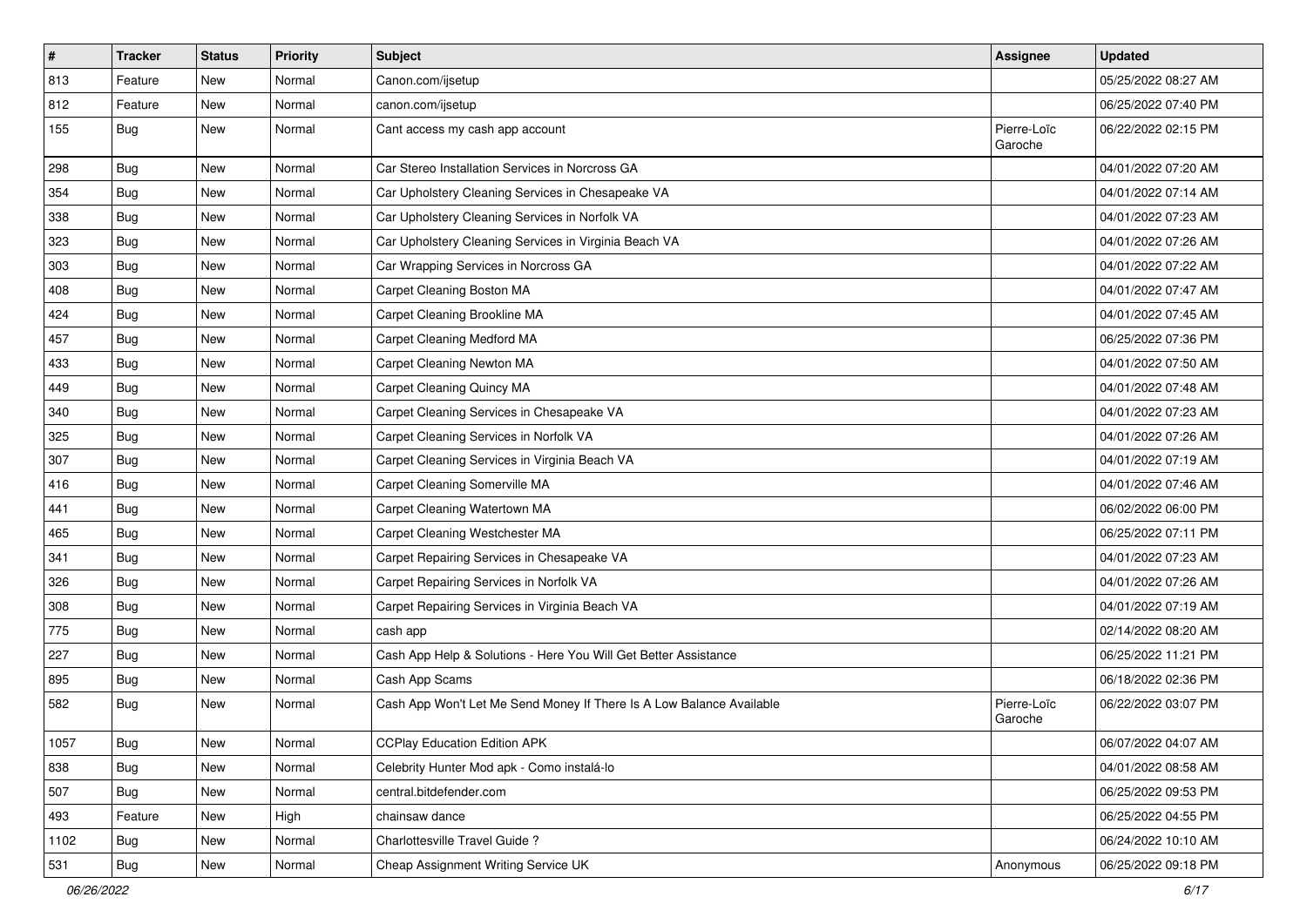| # | Tracker | Status | Priority | Subject | Assignee | Updated |
|---|---|---|---|---|---|---|
| 813 | Feature | New | Normal | Canon.com/ijsetup | | 05/25/2022 08:27 AM |
| 812 | Feature | New | Normal | canon.com/ijsetup | | 06/25/2022 07:40 PM |
| 155 | Bug | New | Normal | Cant access my cash app account | Pierre-Loïc Garoche | 06/22/2022 02:15 PM |
| 298 | Bug | New | Normal | Car Stereo Installation Services in Norcross GA | | 04/01/2022 07:20 AM |
| 354 | Bug | New | Normal | Car Upholstery Cleaning Services in Chesapeake VA | | 04/01/2022 07:14 AM |
| 338 | Bug | New | Normal | Car Upholstery Cleaning Services in Norfolk VA | | 04/01/2022 07:23 AM |
| 323 | Bug | New | Normal | Car Upholstery Cleaning Services in Virginia Beach VA | | 04/01/2022 07:26 AM |
| 303 | Bug | New | Normal | Car Wrapping Services in Norcross GA | | 04/01/2022 07:22 AM |
| 408 | Bug | New | Normal | Carpet Cleaning Boston MA | | 04/01/2022 07:47 AM |
| 424 | Bug | New | Normal | Carpet Cleaning Brookline MA | | 04/01/2022 07:45 AM |
| 457 | Bug | New | Normal | Carpet Cleaning Medford MA | | 06/25/2022 07:36 PM |
| 433 | Bug | New | Normal | Carpet Cleaning Newton MA | | 04/01/2022 07:50 AM |
| 449 | Bug | New | Normal | Carpet Cleaning Quincy MA | | 04/01/2022 07:48 AM |
| 340 | Bug | New | Normal | Carpet Cleaning Services in Chesapeake VA | | 04/01/2022 07:23 AM |
| 325 | Bug | New | Normal | Carpet Cleaning Services in Norfolk VA | | 04/01/2022 07:26 AM |
| 307 | Bug | New | Normal | Carpet Cleaning Services in Virginia Beach VA | | 04/01/2022 07:19 AM |
| 416 | Bug | New | Normal | Carpet Cleaning Somerville MA | | 04/01/2022 07:46 AM |
| 441 | Bug | New | Normal | Carpet Cleaning Watertown MA | | 06/02/2022 06:00 PM |
| 465 | Bug | New | Normal | Carpet Cleaning Westchester MA | | 06/25/2022 07:11 PM |
| 341 | Bug | New | Normal | Carpet Repairing Services in Chesapeake VA | | 04/01/2022 07:23 AM |
| 326 | Bug | New | Normal | Carpet Repairing Services in Norfolk VA | | 04/01/2022 07:26 AM |
| 308 | Bug | New | Normal | Carpet Repairing Services in Virginia Beach VA | | 04/01/2022 07:19 AM |
| 775 | Bug | New | Normal | cash app | | 02/14/2022 08:20 AM |
| 227 | Bug | New | Normal | Cash App Help & Solutions - Here You Will Get Better Assistance | | 06/25/2022 11:21 PM |
| 895 | Bug | New | Normal | Cash App Scams | | 06/18/2022 02:36 PM |
| 582 | Bug | New | Normal | Cash App Won't Let Me Send Money If There Is A Low Balance Available | Pierre-Loïc Garoche | 06/22/2022 03:07 PM |
| 1057 | Bug | New | Normal | CCPlay Education Edition APK | | 06/07/2022 04:07 AM |
| 838 | Bug | New | Normal | Celebrity Hunter Mod apk - Como instalá-lo | | 04/01/2022 08:58 AM |
| 507 | Bug | New | Normal | central.bitdefender.com | | 06/25/2022 09:53 PM |
| 493 | Feature | New | High | chainsaw dance | | 06/25/2022 04:55 PM |
| 1102 | Bug | New | Normal | Charlottesville Travel Guide ? | | 06/24/2022 10:10 AM |
| 531 | Bug | New | Normal | Cheap Assignment Writing Service UK | Anonymous | 06/25/2022 09:18 PM |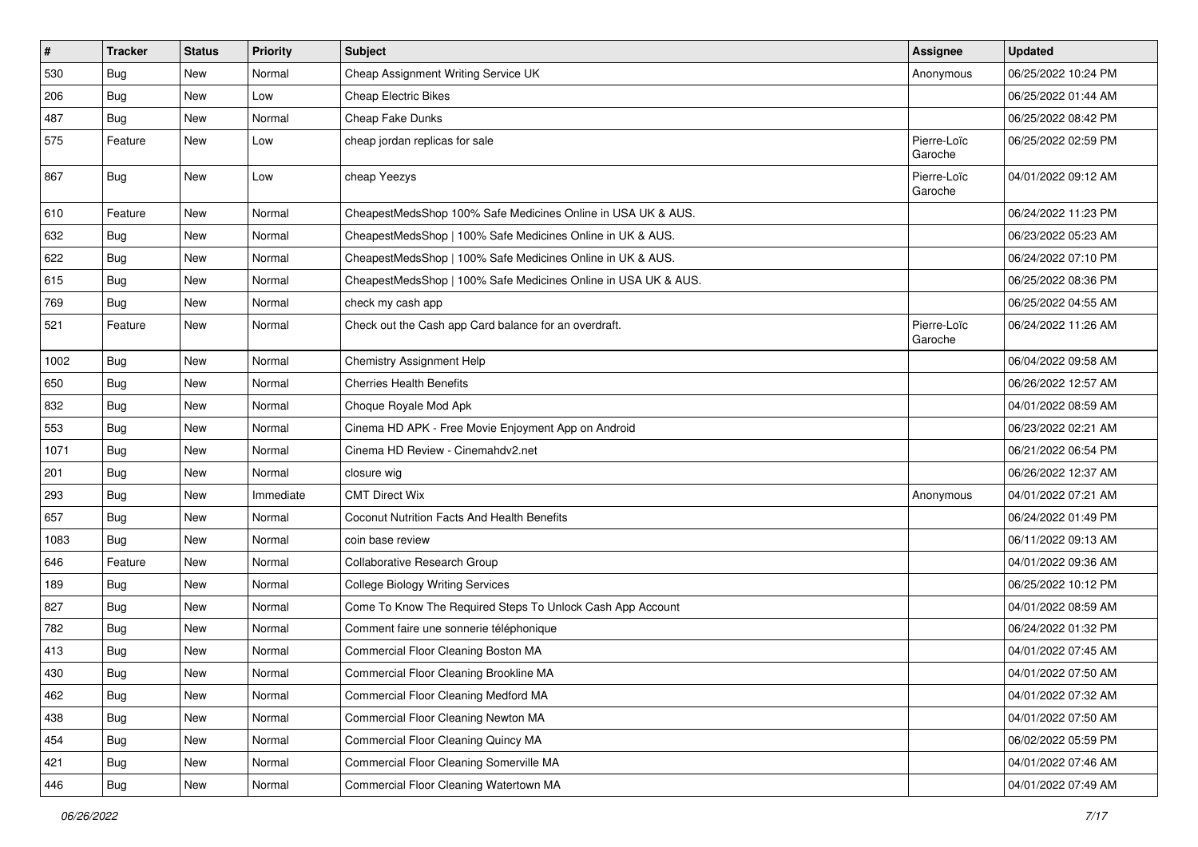| # | Tracker | Status | Priority | Subject | Assignee | Updated |
|---|---|---|---|---|---|---|
| 530 | Bug | New | Normal | Cheap Assignment Writing Service UK | Anonymous | 06/25/2022 10:24 PM |
| 206 | Bug | New | Low | Cheap Electric Bikes | | 06/25/2022 01:44 AM |
| 487 | Bug | New | Normal | Cheap Fake Dunks | | 06/25/2022 08:42 PM |
| 575 | Feature | New | Low | cheap jordan replicas for sale | Pierre-Loïc Garoche | 06/25/2022 02:59 PM |
| 867 | Bug | New | Low | cheap Yeezys | Pierre-Loïc Garoche | 04/01/2022 09:12 AM |
| 610 | Feature | New | Normal | CheapestMedsShop 100% Safe Medicines Online in USA UK & AUS. | | 06/24/2022 11:23 PM |
| 632 | Bug | New | Normal | CheapestMedsShop \| 100% Safe Medicines Online in UK & AUS. | | 06/23/2022 05:23 AM |
| 622 | Bug | New | Normal | CheapestMedsShop \| 100% Safe Medicines Online in UK & AUS. | | 06/24/2022 07:10 PM |
| 615 | Bug | New | Normal | CheapestMedsShop \| 100% Safe Medicines Online in USA UK & AUS. | | 06/25/2022 08:36 PM |
| 769 | Bug | New | Normal | check my cash app | | 06/25/2022 04:55 AM |
| 521 | Feature | New | Normal | Check out the Cash app Card balance for an overdraft. | Pierre-Loïc Garoche | 06/24/2022 11:26 AM |
| 1002 | Bug | New | Normal | Chemistry Assignment Help | | 06/04/2022 09:58 AM |
| 650 | Bug | New | Normal | Cherries Health Benefits | | 06/26/2022 12:57 AM |
| 832 | Bug | New | Normal | Choque Royale Mod Apk | | 04/01/2022 08:59 AM |
| 553 | Bug | New | Normal | Cinema HD APK - Free Movie Enjoyment App on Android | | 06/23/2022 02:21 AM |
| 1071 | Bug | New | Normal | Cinema HD Review - Cinemahdv2.net | | 06/21/2022 06:54 PM |
| 201 | Bug | New | Normal | closure wig | | 06/26/2022 12:37 AM |
| 293 | Bug | New | Immediate | CMT Direct Wix | Anonymous | 04/01/2022 07:21 AM |
| 657 | Bug | New | Normal | Coconut Nutrition Facts And Health Benefits | | 06/24/2022 01:49 PM |
| 1083 | Bug | New | Normal | coin base review | | 06/11/2022 09:13 AM |
| 646 | Feature | New | Normal | Collaborative Research Group | | 04/01/2022 09:36 AM |
| 189 | Bug | New | Normal | College Biology Writing Services | | 06/25/2022 10:12 PM |
| 827 | Bug | New | Normal | Come To Know The Required Steps To Unlock Cash App Account | | 04/01/2022 08:59 AM |
| 782 | Bug | New | Normal | Comment faire une sonnerie téléphonique | | 06/24/2022 01:32 PM |
| 413 | Bug | New | Normal | Commercial Floor Cleaning Boston MA | | 04/01/2022 07:45 AM |
| 430 | Bug | New | Normal | Commercial Floor Cleaning Brookline MA | | 04/01/2022 07:50 AM |
| 462 | Bug | New | Normal | Commercial Floor Cleaning Medford MA | | 04/01/2022 07:32 AM |
| 438 | Bug | New | Normal | Commercial Floor Cleaning Newton MA | | 04/01/2022 07:50 AM |
| 454 | Bug | New | Normal | Commercial Floor Cleaning Quincy MA | | 06/02/2022 05:59 PM |
| 421 | Bug | New | Normal | Commercial Floor Cleaning Somerville MA | | 04/01/2022 07:46 AM |
| 446 | Bug | New | Normal | Commercial Floor Cleaning Watertown MA | | 04/01/2022 07:49 AM |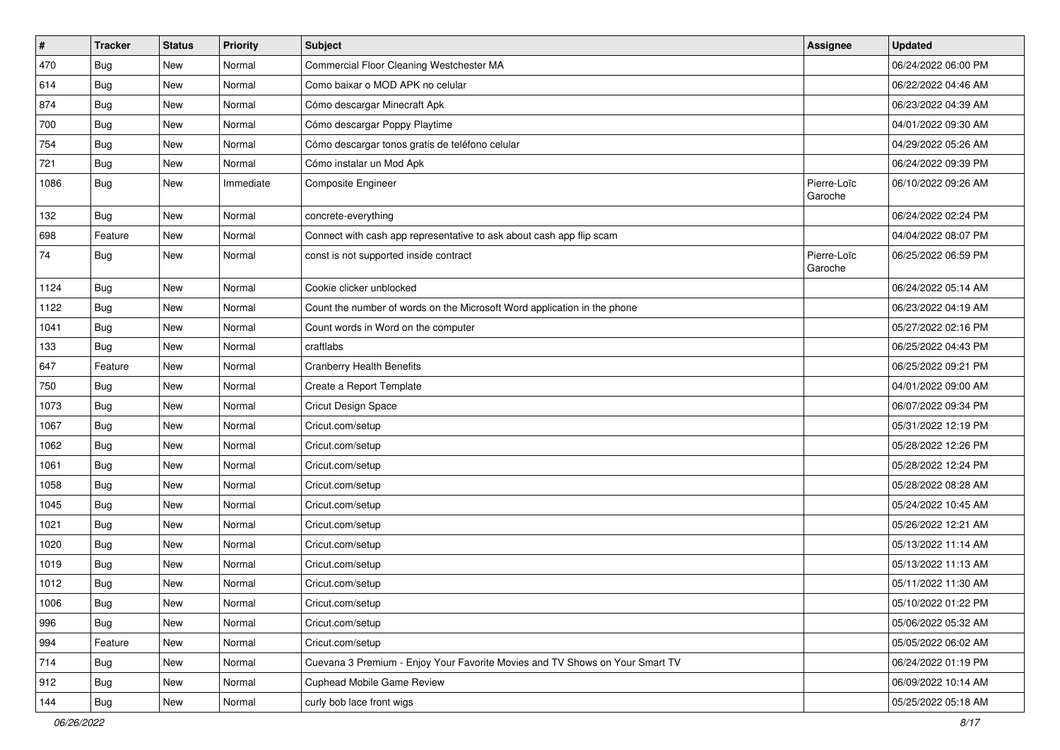| # | Tracker | Status | Priority | Subject | Assignee | Updated |
|---|---|---|---|---|---|---|
| 470 | Bug | New | Normal | Commercial Floor Cleaning Westchester MA | | 06/24/2022 06:00 PM |
| 614 | Bug | New | Normal | Como baixar o MOD APK no celular | | 06/22/2022 04:46 AM |
| 874 | Bug | New | Normal | Cómo descargar Minecraft Apk | | 06/23/2022 04:39 AM |
| 700 | Bug | New | Normal | Cómo descargar Poppy Playtime | | 04/01/2022 09:30 AM |
| 754 | Bug | New | Normal | Cómo descargar tonos gratis de teléfono celular | | 04/29/2022 05:26 AM |
| 721 | Bug | New | Normal | Cómo instalar un Mod Apk | | 06/24/2022 09:39 PM |
| 1086 | Bug | New | Immediate | Composite Engineer | Pierre-Loïc Garoche | 06/10/2022 09:26 AM |
| 132 | Bug | New | Normal | concrete-everything | | 06/24/2022 02:24 PM |
| 698 | Feature | New | Normal | Connect with cash app representative to ask about cash app flip scam | | 04/04/2022 08:07 PM |
| 74 | Bug | New | Normal | const is not supported inside contract | Pierre-Loïc Garoche | 06/25/2022 06:59 PM |
| 1124 | Bug | New | Normal | Cookie clicker unblocked | | 06/24/2022 05:14 AM |
| 1122 | Bug | New | Normal | Count the number of words on the Microsoft Word application in the phone | | 06/23/2022 04:19 AM |
| 1041 | Bug | New | Normal | Count words in Word on the computer | | 05/27/2022 02:16 PM |
| 133 | Bug | New | Normal | craftlabs | | 06/25/2022 04:43 PM |
| 647 | Feature | New | Normal | Cranberry Health Benefits | | 06/25/2022 09:21 PM |
| 750 | Bug | New | Normal | Create a Report Template | | 04/01/2022 09:00 AM |
| 1073 | Bug | New | Normal | Cricut Design Space | | 06/07/2022 09:34 PM |
| 1067 | Bug | New | Normal | Cricut.com/setup | | 05/31/2022 12:19 PM |
| 1062 | Bug | New | Normal | Cricut.com/setup | | 05/28/2022 12:26 PM |
| 1061 | Bug | New | Normal | Cricut.com/setup | | 05/28/2022 12:24 PM |
| 1058 | Bug | New | Normal | Cricut.com/setup | | 05/28/2022 08:28 AM |
| 1045 | Bug | New | Normal | Cricut.com/setup | | 05/24/2022 10:45 AM |
| 1021 | Bug | New | Normal | Cricut.com/setup | | 05/26/2022 12:21 AM |
| 1020 | Bug | New | Normal | Cricut.com/setup | | 05/13/2022 11:14 AM |
| 1019 | Bug | New | Normal | Cricut.com/setup | | 05/13/2022 11:13 AM |
| 1012 | Bug | New | Normal | Cricut.com/setup | | 05/11/2022 11:30 AM |
| 1006 | Bug | New | Normal | Cricut.com/setup | | 05/10/2022 01:22 PM |
| 996 | Bug | New | Normal | Cricut.com/setup | | 05/06/2022 05:32 AM |
| 994 | Feature | New | Normal | Cricut.com/setup | | 05/05/2022 06:02 AM |
| 714 | Bug | New | Normal | Cuevana 3 Premium - Enjoy Your Favorite Movies and TV Shows on Your Smart TV | | 06/24/2022 01:19 PM |
| 912 | Bug | New | Normal | Cuphead Mobile Game Review | | 06/09/2022 10:14 AM |
| 144 | Bug | New | Normal | curly bob lace front wigs | | 05/25/2022 05:18 AM |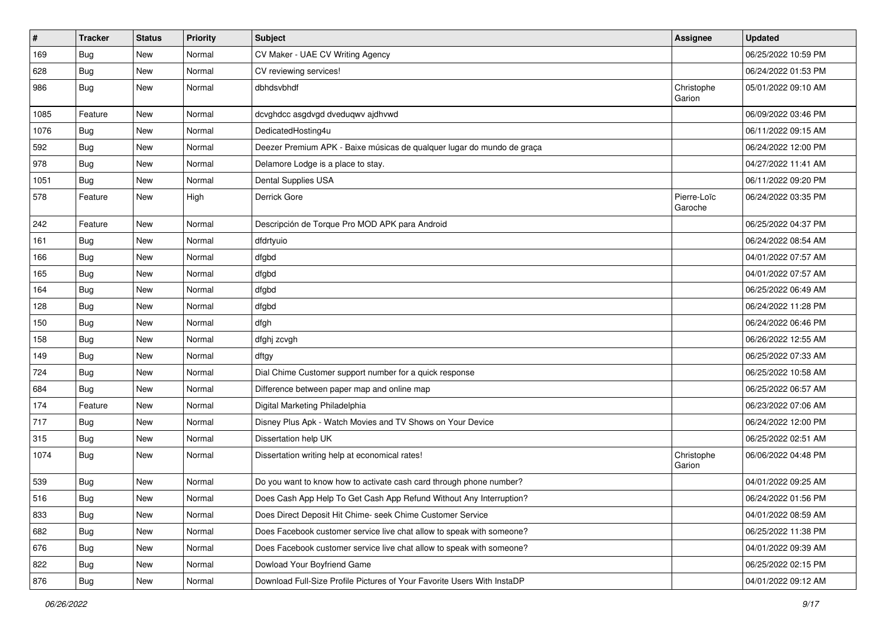| # | Tracker | Status | Priority | Subject | Assignee | Updated |
|---|---|---|---|---|---|---|
| 169 | Bug | New | Normal | CV Maker - UAE CV Writing Agency | | 06/25/2022 10:59 PM |
| 628 | Bug | New | Normal | CV reviewing services! | | 06/24/2022 01:53 PM |
| 986 | Bug | New | Normal | dbhdsvbhdf | Christophe Garion | 05/01/2022 09:10 AM |
| 1085 | Feature | New | Normal | dcvghdcc asgdvgd dveduqwv ajdhvwd | | 06/09/2022 03:46 PM |
| 1076 | Bug | New | Normal | DedicatedHosting4u | | 06/11/2022 09:15 AM |
| 592 | Bug | New | Normal | Deezer Premium APK - Baixe músicas de qualquer lugar do mundo de graça | | 06/24/2022 12:00 PM |
| 978 | Bug | New | Normal | Delamore Lodge is a place to stay. | | 04/27/2022 11:41 AM |
| 1051 | Bug | New | Normal | Dental Supplies USA | | 06/11/2022 09:20 PM |
| 578 | Feature | New | High | Derrick Gore | Pierre-Loïc Garoche | 06/24/2022 03:35 PM |
| 242 | Feature | New | Normal | Descripción de Torque Pro MOD APK para Android | | 06/25/2022 04:37 PM |
| 161 | Bug | New | Normal | dfdrtyuio | | 06/24/2022 08:54 AM |
| 166 | Bug | New | Normal | dfgbd | | 04/01/2022 07:57 AM |
| 165 | Bug | New | Normal | dfgbd | | 04/01/2022 07:57 AM |
| 164 | Bug | New | Normal | dfgbd | | 06/25/2022 06:49 AM |
| 128 | Bug | New | Normal | dfgbd | | 06/24/2022 11:28 PM |
| 150 | Bug | New | Normal | dfgh | | 06/24/2022 06:46 PM |
| 158 | Bug | New | Normal | dfghj zcvgh | | 06/26/2022 12:55 AM |
| 149 | Bug | New | Normal | dftgy | | 06/25/2022 07:33 AM |
| 724 | Bug | New | Normal | Dial Chime Customer support number for a quick response | | 06/25/2022 10:58 AM |
| 684 | Bug | New | Normal | Difference between paper map and online map | | 06/25/2022 06:57 AM |
| 174 | Feature | New | Normal | Digital Marketing Philadelphia | | 06/23/2022 07:06 AM |
| 717 | Bug | New | Normal | Disney Plus Apk - Watch Movies and TV Shows on Your Device | | 06/24/2022 12:00 PM |
| 315 | Bug | New | Normal | Dissertation help UK | | 06/25/2022 02:51 AM |
| 1074 | Bug | New | Normal | Dissertation writing help at economical rates! | Christophe Garion | 06/06/2022 04:48 PM |
| 539 | Bug | New | Normal | Do you want to know how to activate cash card through phone number? | | 04/01/2022 09:25 AM |
| 516 | Bug | New | Normal | Does Cash App Help To Get Cash App Refund Without Any Interruption? | | 06/24/2022 01:56 PM |
| 833 | Bug | New | Normal | Does Direct Deposit Hit Chime- seek Chime Customer Service | | 04/01/2022 08:59 AM |
| 682 | Bug | New | Normal | Does Facebook customer service live chat allow to speak with someone? | | 06/25/2022 11:38 PM |
| 676 | Bug | New | Normal | Does Facebook customer service live chat allow to speak with someone? | | 04/01/2022 09:39 AM |
| 822 | Bug | New | Normal | Dowload Your Boyfriend Game | | 06/25/2022 02:15 PM |
| 876 | Bug | New | Normal | Download Full-Size Profile Pictures of Your Favorite Users With InstaDP | | 04/01/2022 09:12 AM |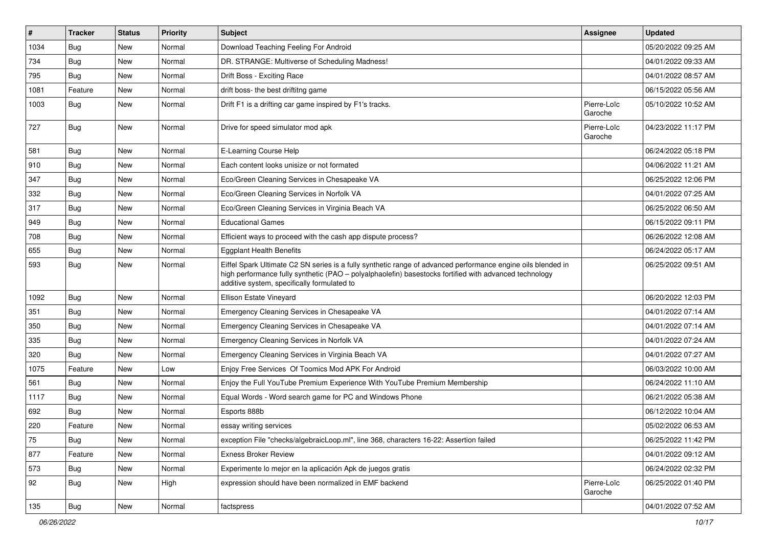| # | Tracker | Status | Priority | Subject | Assignee | Updated |
|---|---|---|---|---|---|---|
| 1034 | Bug | New | Normal | Download Teaching Feeling For Android | | 05/20/2022 09:25 AM |
| 734 | Bug | New | Normal | DR. STRANGE: Multiverse of Scheduling Madness! | | 04/01/2022 09:33 AM |
| 795 | Bug | New | Normal | Drift Boss - Exciting Race | | 04/01/2022 08:57 AM |
| 1081 | Feature | New | Normal | drift boss- the best driftitng game | | 06/15/2022 05:56 AM |
| 1003 | Bug | New | Normal | Drift F1 is a drifting car game inspired by F1's tracks. | Pierre-Loïc Garoche | 05/10/2022 10:52 AM |
| 727 | Bug | New | Normal | Drive for speed simulator mod apk | Pierre-Loïc Garoche | 04/23/2022 11:17 PM |
| 581 | Bug | New | Normal | E-Learning Course Help | | 06/24/2022 05:18 PM |
| 910 | Bug | New | Normal | Each content looks unisize or not formated | | 04/06/2022 11:21 AM |
| 347 | Bug | New | Normal | Eco/Green Cleaning Services in Chesapeake VA | | 06/25/2022 12:06 PM |
| 332 | Bug | New | Normal | Eco/Green Cleaning Services in Norfolk VA | | 04/01/2022 07:25 AM |
| 317 | Bug | New | Normal | Eco/Green Cleaning Services in Virginia Beach VA | | 06/25/2022 06:50 AM |
| 949 | Bug | New | Normal | Educational Games | | 06/15/2022 09:11 PM |
| 708 | Bug | New | Normal | Efficient ways to proceed with the cash app dispute process? | | 06/26/2022 12:08 AM |
| 655 | Bug | New | Normal | Eggplant Health Benefits | | 06/24/2022 05:17 AM |
| 593 | Bug | New | Normal | Eiffel Spark Ultimate C2 SN series is a fully synthetic range of advanced performance engine oils blended in high performance fully synthetic (PAO – polyalphaolefin) basestocks fortified with advanced technology additive system, specifically formulated to | | 06/25/2022 09:51 AM |
| 1092 | Bug | New | Normal | Ellison Estate Vineyard | | 06/20/2022 12:03 PM |
| 351 | Bug | New | Normal | Emergency Cleaning Services in Chesapeake VA | | 04/01/2022 07:14 AM |
| 350 | Bug | New | Normal | Emergency Cleaning Services in Chesapeake VA | | 04/01/2022 07:14 AM |
| 335 | Bug | New | Normal | Emergency Cleaning Services in Norfolk VA | | 04/01/2022 07:24 AM |
| 320 | Bug | New | Normal | Emergency Cleaning Services in Virginia Beach VA | | 04/01/2022 07:27 AM |
| 1075 | Feature | New | Low | Enjoy Free Services Of Toomics Mod APK For Android | | 06/03/2022 10:00 AM |
| 561 | Bug | New | Normal | Enjoy the Full YouTube Premium Experience With YouTube Premium Membership | | 06/24/2022 11:10 AM |
| 1117 | Bug | New | Normal | Equal Words - Word search game for PC and Windows Phone | | 06/21/2022 05:38 AM |
| 692 | Bug | New | Normal | Esports 888b | | 06/12/2022 10:04 AM |
| 220 | Feature | New | Normal | essay writing services | | 05/02/2022 06:53 AM |
| 75 | Bug | New | Normal | exception File "checks/algebraicLoop.ml", line 368, characters 16-22: Assertion failed | | 06/25/2022 11:42 PM |
| 877 | Feature | New | Normal | Exness Broker Review | | 04/01/2022 09:12 AM |
| 573 | Bug | New | Normal | Experimente lo mejor en la aplicación Apk de juegos gratis | | 06/24/2022 02:32 PM |
| 92 | Bug | New | High | expression should have been normalized in EMF backend | Pierre-Loïc Garoche | 06/25/2022 01:40 PM |
| 135 | Bug | New | Normal | factspress | | 04/01/2022 07:52 AM |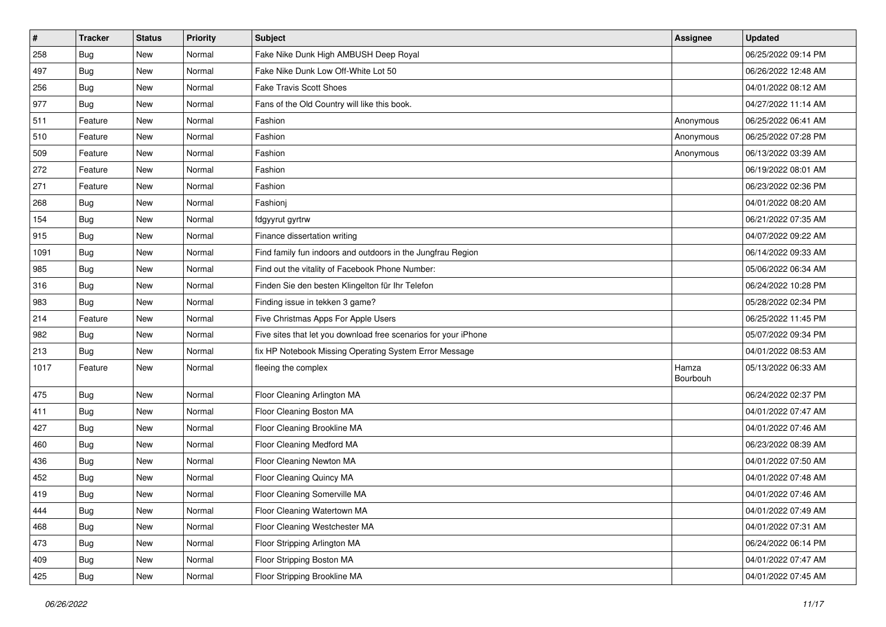| # | Tracker | Status | Priority | Subject | Assignee | Updated |
|---|---|---|---|---|---|---|
| 258 | Bug | New | Normal | Fake Nike Dunk High AMBUSH Deep Royal | | 06/25/2022 09:14 PM |
| 497 | Bug | New | Normal | Fake Nike Dunk Low Off-White Lot 50 | | 06/26/2022 12:48 AM |
| 256 | Bug | New | Normal | Fake Travis Scott Shoes | | 04/01/2022 08:12 AM |
| 977 | Bug | New | Normal | Fans of the Old Country will like this book. | | 04/27/2022 11:14 AM |
| 511 | Feature | New | Normal | Fashion | Anonymous | 06/25/2022 06:41 AM |
| 510 | Feature | New | Normal | Fashion | Anonymous | 06/25/2022 07:28 PM |
| 509 | Feature | New | Normal | Fashion | Anonymous | 06/13/2022 03:39 AM |
| 272 | Feature | New | Normal | Fashion | | 06/19/2022 08:01 AM |
| 271 | Feature | New | Normal | Fashion | | 06/23/2022 02:36 PM |
| 268 | Bug | New | Normal | Fashionj | | 04/01/2022 08:20 AM |
| 154 | Bug | New | Normal | fdgyyrut gyrtrw | | 06/21/2022 07:35 AM |
| 915 | Bug | New | Normal | Finance dissertation writing | | 04/07/2022 09:22 AM |
| 1091 | Bug | New | Normal | Find family fun indoors and outdoors in the Jungfrau Region | | 06/14/2022 09:33 AM |
| 985 | Bug | New | Normal | Find out the vitality of Facebook Phone Number: | | 05/06/2022 06:34 AM |
| 316 | Bug | New | Normal | Finden Sie den besten Klingelton für Ihr Telefon | | 06/24/2022 10:28 PM |
| 983 | Bug | New | Normal | Finding issue in tekken 3 game? | | 05/28/2022 02:34 PM |
| 214 | Feature | New | Normal | Five Christmas Apps For Apple Users | | 06/25/2022 11:45 PM |
| 982 | Bug | New | Normal | Five sites that let you download free scenarios for your iPhone | | 05/07/2022 09:34 PM |
| 213 | Bug | New | Normal | fix HP Notebook Missing Operating System Error Message | | 04/01/2022 08:53 AM |
| 1017 | Feature | New | Normal | fleeing the complex | Hamza Bourbouh | 05/13/2022 06:33 AM |
| 475 | Bug | New | Normal | Floor Cleaning Arlington MA | | 06/24/2022 02:37 PM |
| 411 | Bug | New | Normal | Floor Cleaning Boston MA | | 04/01/2022 07:47 AM |
| 427 | Bug | New | Normal | Floor Cleaning Brookline MA | | 04/01/2022 07:46 AM |
| 460 | Bug | New | Normal | Floor Cleaning Medford MA | | 06/23/2022 08:39 AM |
| 436 | Bug | New | Normal | Floor Cleaning Newton MA | | 04/01/2022 07:50 AM |
| 452 | Bug | New | Normal | Floor Cleaning Quincy MA | | 04/01/2022 07:48 AM |
| 419 | Bug | New | Normal | Floor Cleaning Somerville MA | | 04/01/2022 07:46 AM |
| 444 | Bug | New | Normal | Floor Cleaning Watertown MA | | 04/01/2022 07:49 AM |
| 468 | Bug | New | Normal | Floor Cleaning Westchester MA | | 04/01/2022 07:31 AM |
| 473 | Bug | New | Normal | Floor Stripping Arlington MA | | 06/24/2022 06:14 PM |
| 409 | Bug | New | Normal | Floor Stripping Boston MA | | 04/01/2022 07:47 AM |
| 425 | Bug | New | Normal | Floor Stripping Brookline MA | | 04/01/2022 07:45 AM |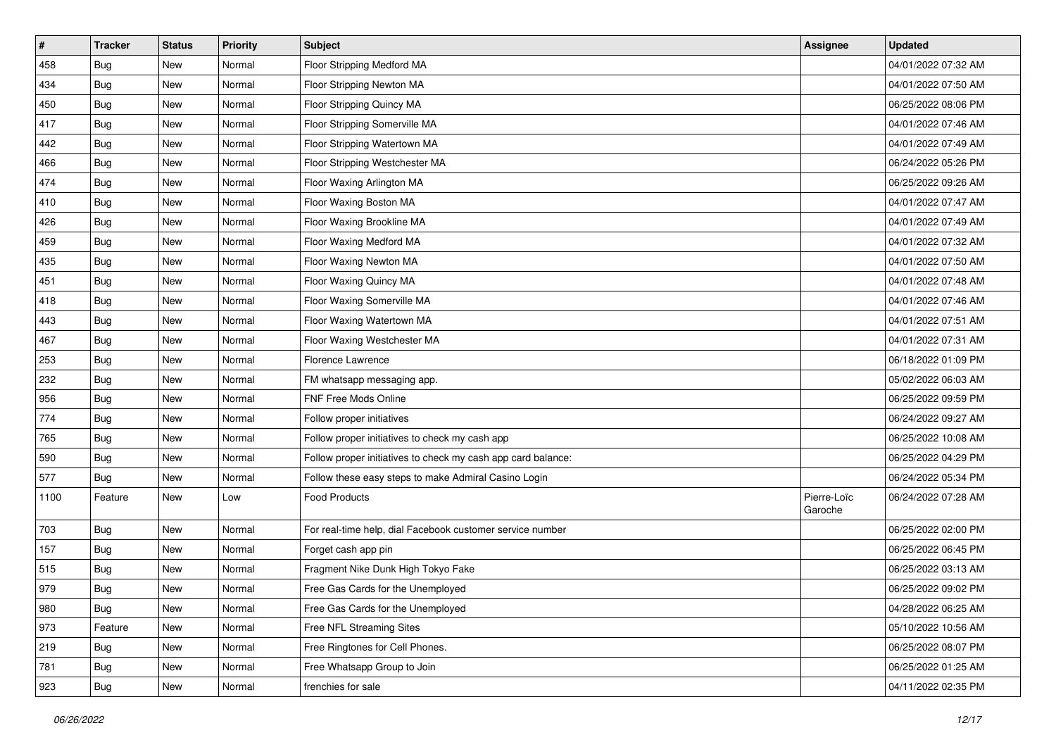| # | Tracker | Status | Priority | Subject | Assignee | Updated |
| --- | --- | --- | --- | --- | --- | --- |
| 458 | Bug | New | Normal | Floor Stripping Medford MA | | 04/01/2022 07:32 AM |
| 434 | Bug | New | Normal | Floor Stripping Newton MA | | 04/01/2022 07:50 AM |
| 450 | Bug | New | Normal | Floor Stripping Quincy MA | | 06/25/2022 08:06 PM |
| 417 | Bug | New | Normal | Floor Stripping Somerville MA | | 04/01/2022 07:46 AM |
| 442 | Bug | New | Normal | Floor Stripping Watertown MA | | 04/01/2022 07:49 AM |
| 466 | Bug | New | Normal | Floor Stripping Westchester MA | | 06/24/2022 05:26 PM |
| 474 | Bug | New | Normal | Floor Waxing Arlington MA | | 06/25/2022 09:26 AM |
| 410 | Bug | New | Normal | Floor Waxing Boston MA | | 04/01/2022 07:47 AM |
| 426 | Bug | New | Normal | Floor Waxing Brookline MA | | 04/01/2022 07:49 AM |
| 459 | Bug | New | Normal | Floor Waxing Medford MA | | 04/01/2022 07:32 AM |
| 435 | Bug | New | Normal | Floor Waxing Newton MA | | 04/01/2022 07:50 AM |
| 451 | Bug | New | Normal | Floor Waxing Quincy MA | | 04/01/2022 07:48 AM |
| 418 | Bug | New | Normal | Floor Waxing Somerville MA | | 04/01/2022 07:46 AM |
| 443 | Bug | New | Normal | Floor Waxing Watertown MA | | 04/01/2022 07:51 AM |
| 467 | Bug | New | Normal | Floor Waxing Westchester MA | | 04/01/2022 07:31 AM |
| 253 | Bug | New | Normal | Florence Lawrence | | 06/18/2022 01:09 PM |
| 232 | Bug | New | Normal | FM whatsapp messaging app. | | 05/02/2022 06:03 AM |
| 956 | Bug | New | Normal | FNF Free Mods Online | | 06/25/2022 09:59 PM |
| 774 | Bug | New | Normal | Follow proper initiatives | | 06/24/2022 09:27 AM |
| 765 | Bug | New | Normal | Follow proper initiatives to check my cash app | | 06/25/2022 10:08 AM |
| 590 | Bug | New | Normal | Follow proper initiatives to check my cash app card balance: | | 06/25/2022 04:29 PM |
| 577 | Bug | New | Normal | Follow these easy steps to make Admiral Casino Login | | 06/24/2022 05:34 PM |
| 1100 | Feature | New | Low | Food Products | Pierre-Loïc Garoche | 06/24/2022 07:28 AM |
| 703 | Bug | New | Normal | For real-time help, dial Facebook customer service number | | 06/25/2022 02:00 PM |
| 157 | Bug | New | Normal | Forget cash app pin | | 06/25/2022 06:45 PM |
| 515 | Bug | New | Normal | Fragment Nike Dunk High Tokyo Fake | | 06/25/2022 03:13 AM |
| 979 | Bug | New | Normal | Free Gas Cards for the Unemployed | | 06/25/2022 09:02 PM |
| 980 | Bug | New | Normal | Free Gas Cards for the Unemployed | | 04/28/2022 06:25 AM |
| 973 | Feature | New | Normal | Free NFL Streaming Sites | | 05/10/2022 10:56 AM |
| 219 | Bug | New | Normal | Free Ringtones for Cell Phones. | | 06/25/2022 08:07 PM |
| 781 | Bug | New | Normal | Free Whatsapp Group to Join | | 06/25/2022 01:25 AM |
| 923 | Bug | New | Normal | frenchies for sale | | 04/11/2022 02:35 PM |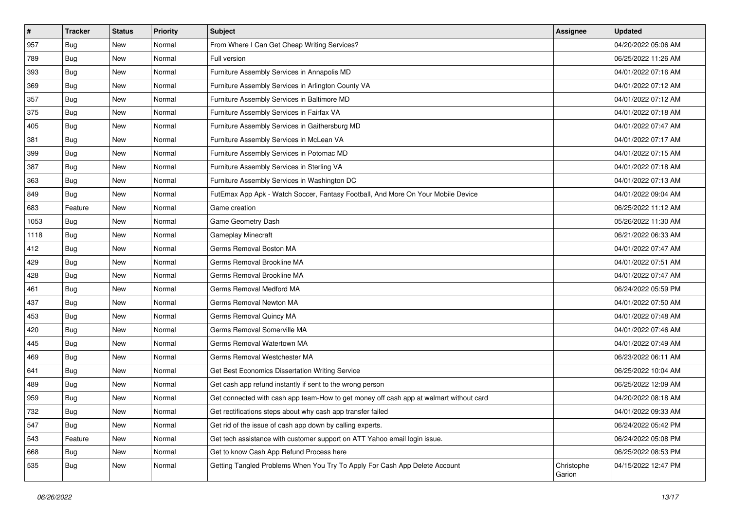| # | Tracker | Status | Priority | Subject | Assignee | Updated |
| --- | --- | --- | --- | --- | --- | --- |
| 957 | Bug | New | Normal | From Where I Can Get Cheap Writing Services? | | 04/20/2022 05:06 AM |
| 789 | Bug | New | Normal | Full version | | 06/25/2022 11:26 AM |
| 393 | Bug | New | Normal | Furniture Assembly Services in Annapolis MD | | 04/01/2022 07:16 AM |
| 369 | Bug | New | Normal | Furniture Assembly Services in Arlington County VA | | 04/01/2022 07:12 AM |
| 357 | Bug | New | Normal | Furniture Assembly Services in Baltimore MD | | 04/01/2022 07:12 AM |
| 375 | Bug | New | Normal | Furniture Assembly Services in Fairfax VA | | 04/01/2022 07:18 AM |
| 405 | Bug | New | Normal | Furniture Assembly Services in Gaithersburg MD | | 04/01/2022 07:47 AM |
| 381 | Bug | New | Normal | Furniture Assembly Services in McLean VA | | 04/01/2022 07:17 AM |
| 399 | Bug | New | Normal | Furniture Assembly Services in Potomac MD | | 04/01/2022 07:15 AM |
| 387 | Bug | New | Normal | Furniture Assembly Services in Sterling VA | | 04/01/2022 07:18 AM |
| 363 | Bug | New | Normal | Furniture Assembly Services in Washington DC | | 04/01/2022 07:13 AM |
| 849 | Bug | New | Normal | FutEmax App Apk - Watch Soccer, Fantasy Football, And More On Your Mobile Device | | 04/01/2022 09:04 AM |
| 683 | Feature | New | Normal | Game creation | | 06/25/2022 11:12 AM |
| 1053 | Bug | New | Normal | Game Geometry Dash | | 05/26/2022 11:30 AM |
| 1118 | Bug | New | Normal | Gameplay Minecraft | | 06/21/2022 06:33 AM |
| 412 | Bug | New | Normal | Germs Removal Boston MA | | 04/01/2022 07:47 AM |
| 429 | Bug | New | Normal | Germs Removal Brookline MA | | 04/01/2022 07:51 AM |
| 428 | Bug | New | Normal | Germs Removal Brookline MA | | 04/01/2022 07:47 AM |
| 461 | Bug | New | Normal | Germs Removal Medford MA | | 06/24/2022 05:59 PM |
| 437 | Bug | New | Normal | Germs Removal Newton MA | | 04/01/2022 07:50 AM |
| 453 | Bug | New | Normal | Germs Removal Quincy MA | | 04/01/2022 07:48 AM |
| 420 | Bug | New | Normal | Germs Removal Somerville MA | | 04/01/2022 07:46 AM |
| 445 | Bug | New | Normal | Germs Removal Watertown MA | | 04/01/2022 07:49 AM |
| 469 | Bug | New | Normal | Germs Removal Westchester MA | | 06/23/2022 06:11 AM |
| 641 | Bug | New | Normal | Get Best Economics Dissertation Writing Service | | 06/25/2022 10:04 AM |
| 489 | Bug | New | Normal | Get cash app refund instantly if sent to the wrong person | | 06/25/2022 12:09 AM |
| 959 | Bug | New | Normal | Get connected with cash app team-How to get money off cash app at walmart without card | | 04/20/2022 08:18 AM |
| 732 | Bug | New | Normal | Get rectifications steps about why cash app transfer failed | | 04/01/2022 09:33 AM |
| 547 | Bug | New | Normal | Get rid of the issue of cash app down by calling experts. | | 06/24/2022 05:42 PM |
| 543 | Feature | New | Normal | Get tech assistance with customer support on ATT Yahoo email login issue. | | 06/24/2022 05:08 PM |
| 668 | Bug | New | Normal | Get to know Cash App Refund Process here | | 06/25/2022 08:53 PM |
| 535 | Bug | New | Normal | Getting Tangled Problems When You Try To Apply For Cash App Delete Account | Christophe Garion | 04/15/2022 12:47 PM |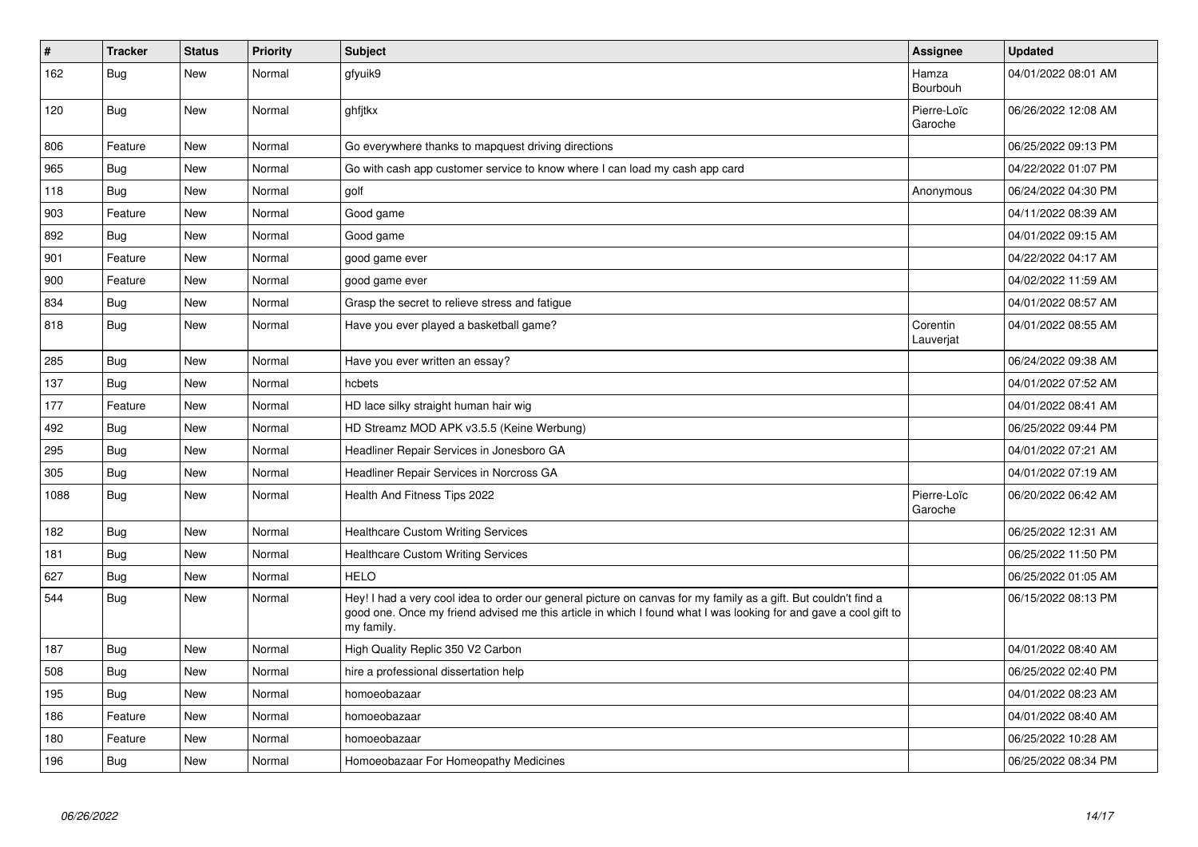| # | Tracker | Status | Priority | Subject | Assignee | Updated |
|---|---|---|---|---|---|---|
| 162 | Bug | New | Normal | gfyuik9 | Hamza Bourbouh | 04/01/2022 08:01 AM |
| 120 | Bug | New | Normal | ghfjtkx | Pierre-Loïc Garoche | 06/26/2022 12:08 AM |
| 806 | Feature | New | Normal | Go everywhere thanks to mapquest driving directions | | 06/25/2022 09:13 PM |
| 965 | Bug | New | Normal | Go with cash app customer service to know where I can load my cash app card | | 04/22/2022 01:07 PM |
| 118 | Bug | New | Normal | golf | Anonymous | 06/24/2022 04:30 PM |
| 903 | Feature | New | Normal | Good game | | 04/11/2022 08:39 AM |
| 892 | Bug | New | Normal | Good game | | 04/01/2022 09:15 AM |
| 901 | Feature | New | Normal | good game ever | | 04/22/2022 04:17 AM |
| 900 | Feature | New | Normal | good game ever | | 04/02/2022 11:59 AM |
| 834 | Bug | New | Normal | Grasp the secret to relieve stress and fatigue | | 04/01/2022 08:57 AM |
| 818 | Bug | New | Normal | Have you ever played a basketball game? | Corentin Lauverjat | 04/01/2022 08:55 AM |
| 285 | Bug | New | Normal | Have you ever written an essay? | | 06/24/2022 09:38 AM |
| 137 | Bug | New | Normal | hcbets | | 04/01/2022 07:52 AM |
| 177 | Feature | New | Normal | HD lace silky straight human hair wig | | 04/01/2022 08:41 AM |
| 492 | Bug | New | Normal | HD Streamz MOD APK v3.5.5 (Keine Werbung) | | 06/25/2022 09:44 PM |
| 295 | Bug | New | Normal | Headliner Repair Services in Jonesboro GA | | 04/01/2022 07:21 AM |
| 305 | Bug | New | Normal | Headliner Repair Services in Norcross GA | | 04/01/2022 07:19 AM |
| 1088 | Bug | New | Normal | Health And Fitness Tips 2022 | Pierre-Loïc Garoche | 06/20/2022 06:42 AM |
| 182 | Bug | New | Normal | Healthcare Custom Writing Services | | 06/25/2022 12:31 AM |
| 181 | Bug | New | Normal | Healthcare Custom Writing Services | | 06/25/2022 11:50 PM |
| 627 | Bug | New | Normal | HELO | | 06/25/2022 01:05 AM |
| 544 | Bug | New | Normal | Hey! I had a very cool idea to order our general picture on canvas for my family as a gift. But couldn't find a good one. Once my friend advised me this article in which I found what I was looking for and gave a cool gift to my family. | | 06/15/2022 08:13 PM |
| 187 | Bug | New | Normal | High Quality Replic 350 V2 Carbon | | 04/01/2022 08:40 AM |
| 508 | Bug | New | Normal | hire a professional dissertation help | | 06/25/2022 02:40 PM |
| 195 | Bug | New | Normal | homoeobazaar | | 04/01/2022 08:23 AM |
| 186 | Feature | New | Normal | homoeobazaar | | 04/01/2022 08:40 AM |
| 180 | Feature | New | Normal | homoeobazaar | | 06/25/2022 10:28 AM |
| 196 | Bug | New | Normal | Homoeobazaar For Homeopathy Medicines | | 06/25/2022 08:34 PM |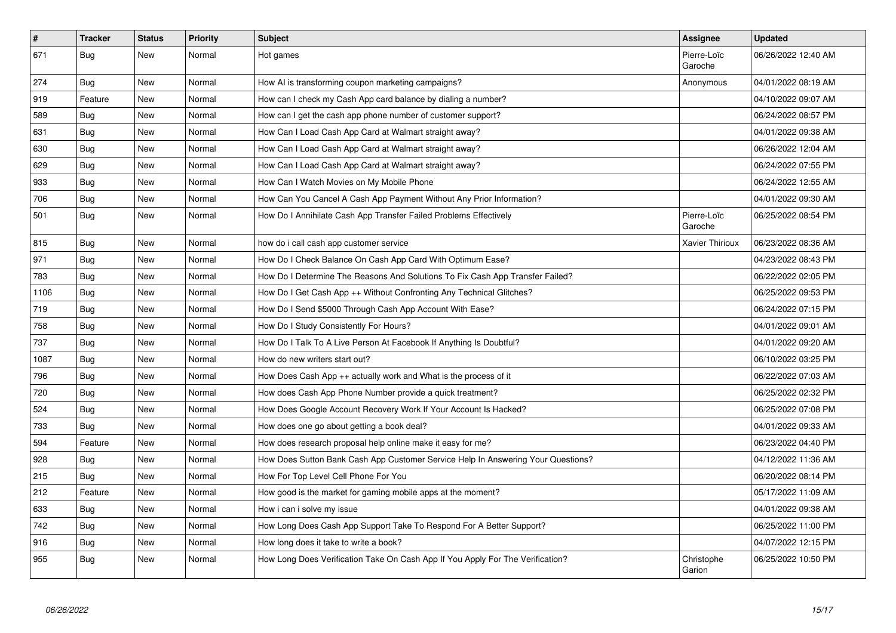| # | Tracker | Status | Priority | Subject | Assignee | Updated |
|---|---|---|---|---|---|---|
| 671 | Bug | New | Normal | Hot games | Pierre-Loïc Garoche | 06/26/2022 12:40 AM |
| 274 | Bug | New | Normal | How AI is transforming coupon marketing campaigns? | Anonymous | 04/01/2022 08:19 AM |
| 919 | Feature | New | Normal | How can I check my Cash App card balance by dialing a number? | | 04/10/2022 09:07 AM |
| 589 | Bug | New | Normal | How can I get the cash app phone number of customer support? | | 06/24/2022 08:57 PM |
| 631 | Bug | New | Normal | How Can I Load Cash App Card at Walmart straight away? | | 04/01/2022 09:38 AM |
| 630 | Bug | New | Normal | How Can I Load Cash App Card at Walmart straight away? | | 06/26/2022 12:04 AM |
| 629 | Bug | New | Normal | How Can I Load Cash App Card at Walmart straight away? | | 06/24/2022 07:55 PM |
| 933 | Bug | New | Normal | How Can I Watch Movies on My Mobile Phone | | 06/24/2022 12:55 AM |
| 706 | Bug | New | Normal | How Can You Cancel A Cash App Payment Without Any Prior Information? | | 04/01/2022 09:30 AM |
| 501 | Bug | New | Normal | How Do I Annihilate Cash App Transfer Failed Problems Effectively | Pierre-Loïc Garoche | 06/25/2022 08:54 PM |
| 815 | Bug | New | Normal | how do i call cash app customer service | Xavier Thirioux | 06/23/2022 08:36 AM |
| 971 | Bug | New | Normal | How Do I Check Balance On Cash App Card With Optimum Ease? | | 04/23/2022 08:43 PM |
| 783 | Bug | New | Normal | How Do I Determine The Reasons And Solutions To Fix Cash App Transfer Failed? | | 06/22/2022 02:05 PM |
| 1106 | Bug | New | Normal | How Do I Get Cash App ++ Without Confronting Any Technical Glitches? | | 06/25/2022 09:53 PM |
| 719 | Bug | New | Normal | How Do I Send $5000 Through Cash App Account With Ease? | | 06/24/2022 07:15 PM |
| 758 | Bug | New | Normal | How Do I Study Consistently For Hours? | | 04/01/2022 09:01 AM |
| 737 | Bug | New | Normal | How Do I Talk To A Live Person At Facebook If Anything Is Doubtful? | | 04/01/2022 09:20 AM |
| 1087 | Bug | New | Normal | How do new writers start out? | | 06/10/2022 03:25 PM |
| 796 | Bug | New | Normal | How Does Cash App ++ actually work and What is the process of it | | 06/22/2022 07:03 AM |
| 720 | Bug | New | Normal | How does Cash App Phone Number provide a quick treatment? | | 06/25/2022 02:32 PM |
| 524 | Bug | New | Normal | How Does Google Account Recovery Work If Your Account Is Hacked? | | 06/25/2022 07:08 PM |
| 733 | Bug | New | Normal | How does one go about getting a book deal? | | 04/01/2022 09:33 AM |
| 594 | Feature | New | Normal | How does research proposal help online make it easy for me? | | 06/23/2022 04:40 PM |
| 928 | Bug | New | Normal | How Does Sutton Bank Cash App Customer Service Help In Answering Your Questions? | | 04/12/2022 11:36 AM |
| 215 | Bug | New | Normal | How For Top Level Cell Phone For You | | 06/20/2022 08:14 PM |
| 212 | Feature | New | Normal | How good is the market for gaming mobile apps at the moment? | | 05/17/2022 11:09 AM |
| 633 | Bug | New | Normal | How i can i solve my issue | | 04/01/2022 09:38 AM |
| 742 | Bug | New | Normal | How Long Does Cash App Support Take To Respond For A Better Support? | | 06/25/2022 11:00 PM |
| 916 | Bug | New | Normal | How long does it take to write a book? | | 04/07/2022 12:15 PM |
| 955 | Bug | New | Normal | How Long Does Verification Take On Cash App If You Apply For The Verification? | Christophe Garion | 06/25/2022 10:50 PM |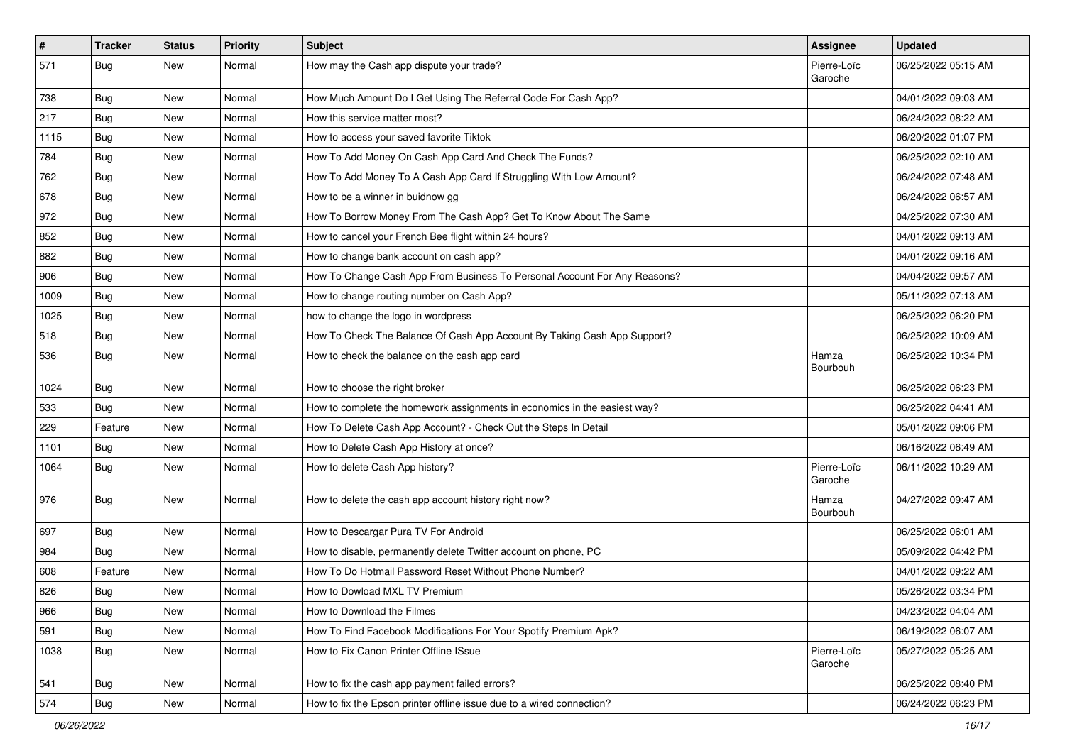| # | Tracker | Status | Priority | Subject | Assignee | Updated |
|---|---|---|---|---|---|---|
| 571 | Bug | New | Normal | How may the Cash app dispute your trade? | Pierre-Loïc Garoche | 06/25/2022 05:15 AM |
| 738 | Bug | New | Normal | How Much Amount Do I Get Using The Referral Code For Cash App? | | 04/01/2022 09:03 AM |
| 217 | Bug | New | Normal | How this service matter most? | | 06/24/2022 08:22 AM |
| 1115 | Bug | New | Normal | How to access your saved favorite Tiktok | | 06/20/2022 01:07 PM |
| 784 | Bug | New | Normal | How To Add Money On Cash App Card And Check The Funds? | | 06/25/2022 02:10 AM |
| 762 | Bug | New | Normal | How To Add Money To A Cash App Card If Struggling With Low Amount? | | 06/24/2022 07:48 AM |
| 678 | Bug | New | Normal | How to be a winner in buidnow gg | | 06/24/2022 06:57 AM |
| 972 | Bug | New | Normal | How To Borrow Money From The Cash App? Get To Know About The Same | | 04/25/2022 07:30 AM |
| 852 | Bug | New | Normal | How to cancel your French Bee flight within 24 hours? | | 04/01/2022 09:13 AM |
| 882 | Bug | New | Normal | How to change bank account on cash app? | | 04/01/2022 09:16 AM |
| 906 | Bug | New | Normal | How To Change Cash App From Business To Personal Account For Any Reasons? | | 04/04/2022 09:57 AM |
| 1009 | Bug | New | Normal | How to change routing number on Cash App? | | 05/11/2022 07:13 AM |
| 1025 | Bug | New | Normal | how to change the logo in wordpress | | 06/25/2022 06:20 PM |
| 518 | Bug | New | Normal | How To Check The Balance Of Cash App Account By Taking Cash App Support? | | 06/25/2022 10:09 AM |
| 536 | Bug | New | Normal | How to check the balance on the cash app card | Hamza Bourbouh | 06/25/2022 10:34 PM |
| 1024 | Bug | New | Normal | How to choose the right broker | | 06/25/2022 06:23 PM |
| 533 | Bug | New | Normal | How to complete the homework assignments in economics in the easiest way? | | 06/25/2022 04:41 AM |
| 229 | Feature | New | Normal | How To Delete Cash App Account? - Check Out the Steps In Detail | | 05/01/2022 09:06 PM |
| 1101 | Bug | New | Normal | How to Delete Cash App History at once? | | 06/16/2022 06:49 AM |
| 1064 | Bug | New | Normal | How to delete Cash App history? | Pierre-Loïc Garoche | 06/11/2022 10:29 AM |
| 976 | Bug | New | Normal | How to delete the cash app account history right now? | Hamza Bourbouh | 04/27/2022 09:47 AM |
| 697 | Bug | New | Normal | How to Descargar Pura TV For Android | | 06/25/2022 06:01 AM |
| 984 | Bug | New | Normal | How to disable, permanently delete Twitter account on phone, PC | | 05/09/2022 04:42 PM |
| 608 | Feature | New | Normal | How To Do Hotmail Password Reset Without Phone Number? | | 04/01/2022 09:22 AM |
| 826 | Bug | New | Normal | How to Dowload MXL TV Premium | | 05/26/2022 03:34 PM |
| 966 | Bug | New | Normal | How to Download the Filmes | | 04/23/2022 04:04 AM |
| 591 | Bug | New | Normal | How To Find Facebook Modifications For Your Spotify Premium Apk? | | 06/19/2022 06:07 AM |
| 1038 | Bug | New | Normal | How to Fix Canon Printer Offline ISsue | Pierre-Loïc Garoche | 05/27/2022 05:25 AM |
| 541 | Bug | New | Normal | How to fix the cash app payment failed errors? | | 06/25/2022 08:40 PM |
| 574 | Bug | New | Normal | How to fix the Epson printer offline issue due to a wired connection? | | 06/24/2022 06:23 PM |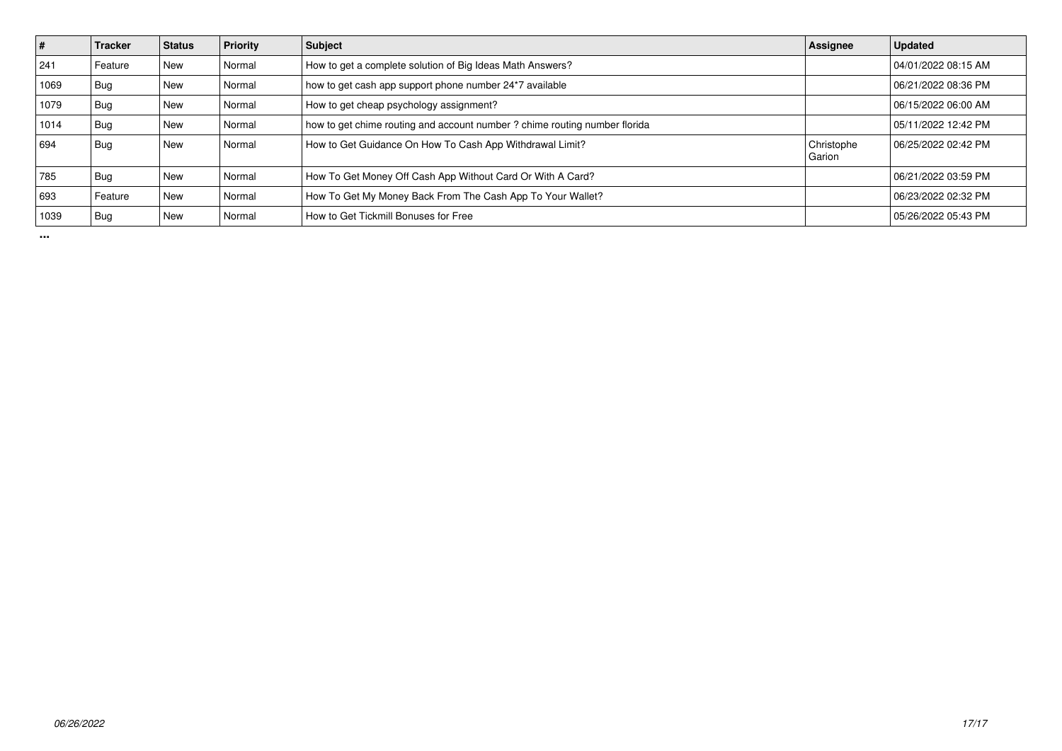| # | Tracker | Status | Priority | Subject | Assignee | Updated |
|---|---|---|---|---|---|---|
| 241 | Feature | New | Normal | How to get a complete solution of Big Ideas Math Answers? | | 04/01/2022 08:15 AM |
| 1069 | Bug | New | Normal | how to get cash app support phone number 24*7 available | | 06/21/2022 08:36 PM |
| 1079 | Bug | New | Normal | How to get cheap psychology assignment? | | 06/15/2022 06:00 AM |
| 1014 | Bug | New | Normal | how to get chime routing and account number ? chime routing number florida | | 05/11/2022 12:42 PM |
| 694 | Bug | New | Normal | How to Get Guidance On How To Cash App Withdrawal Limit? | Christophe Garion | 06/25/2022 02:42 PM |
| 785 | Bug | New | Normal | How To Get Money Off Cash App Without Card Or With A Card? | | 06/21/2022 03:59 PM |
| 693 | Feature | New | Normal | How To Get My Money Back From The Cash App To Your Wallet? | | 06/23/2022 02:32 PM |
| 1039 | Bug | New | Normal | How to Get Tickmill Bonuses for Free | | 05/26/2022 05:43 PM |

...